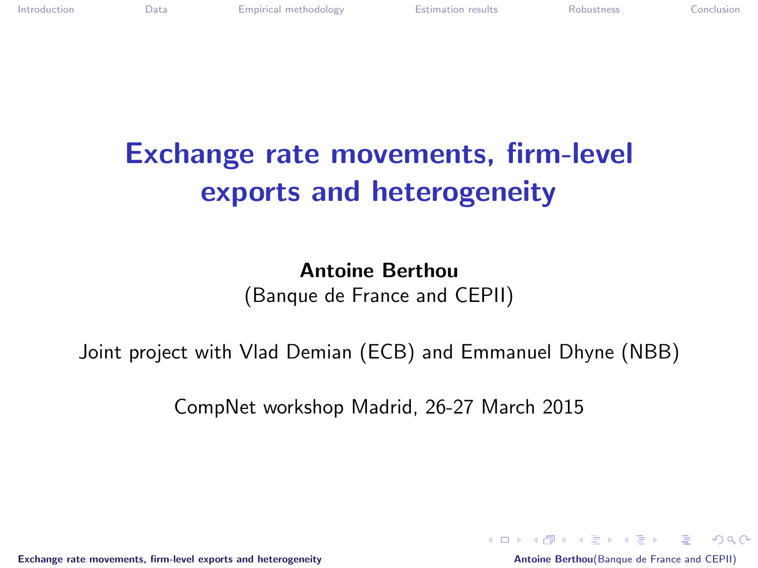# Exchange rate movements, firm-level exports and heterogeneity

**Antoine Berthou**
(Banque de France and CEPII)

Joint project with Vlad Demian (ECB) and Emmanuel Dhyne (NBB)

CompNet workshop Madrid, 26-27 March 2015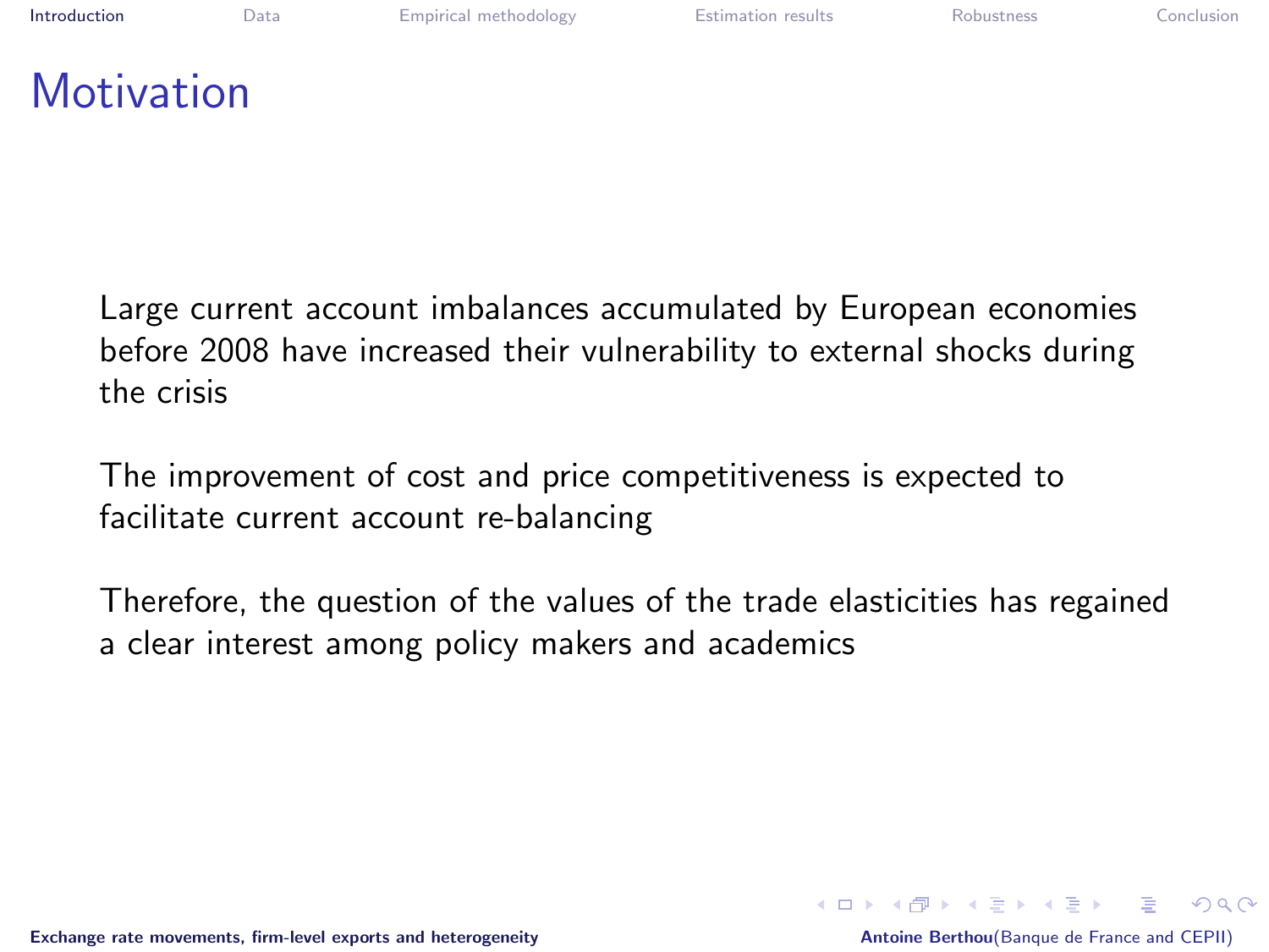# Motivation

Large current account imbalances accumulated by European economies before 2008 have increased their vulnerability to external shocks during the crisis

The improvement of cost and price competitiveness is expected to facilitate current account re-balancing

Therefore, the question of the values of the trade elasticities has regained a clear interest among policy makers and academics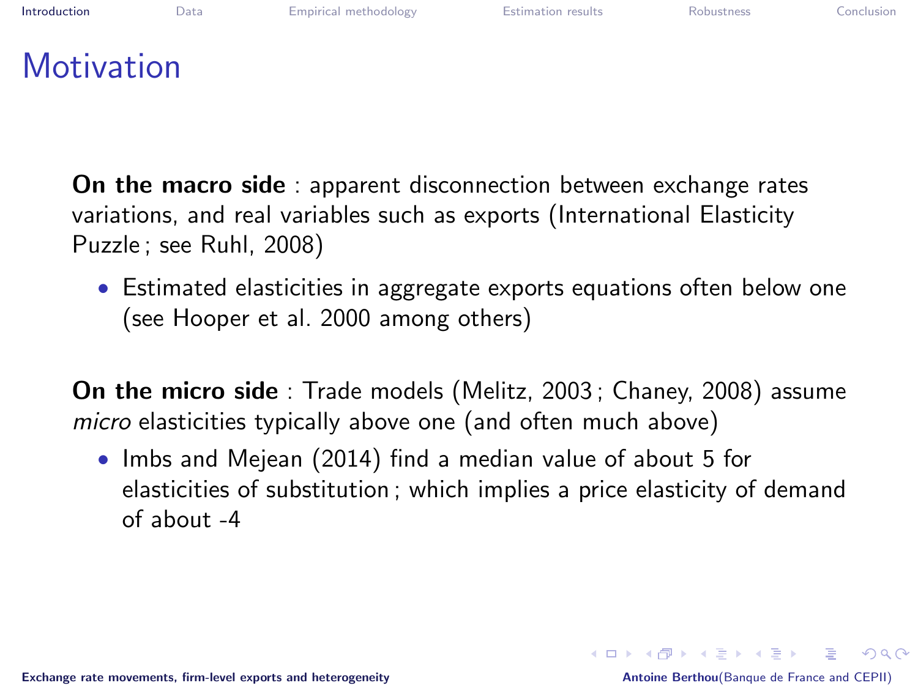# Motivation

**On the macro side** : apparent disconnection between exchange rates variations, and real variables such as exports (International Elasticity Puzzle ; see Ruhl, 2008)

- Estimated elasticities in aggregate exports equations often below one (see Hooper et al. 2000 among others)

**On the micro side** : Trade models (Melitz, 2003 ; Chaney, 2008) assume *micro* elasticities typically above one (and often much above)

- Imbs and Mejean (2014) find a median value of about 5 for elasticities of substitution ; which implies a price elasticity of demand of about -4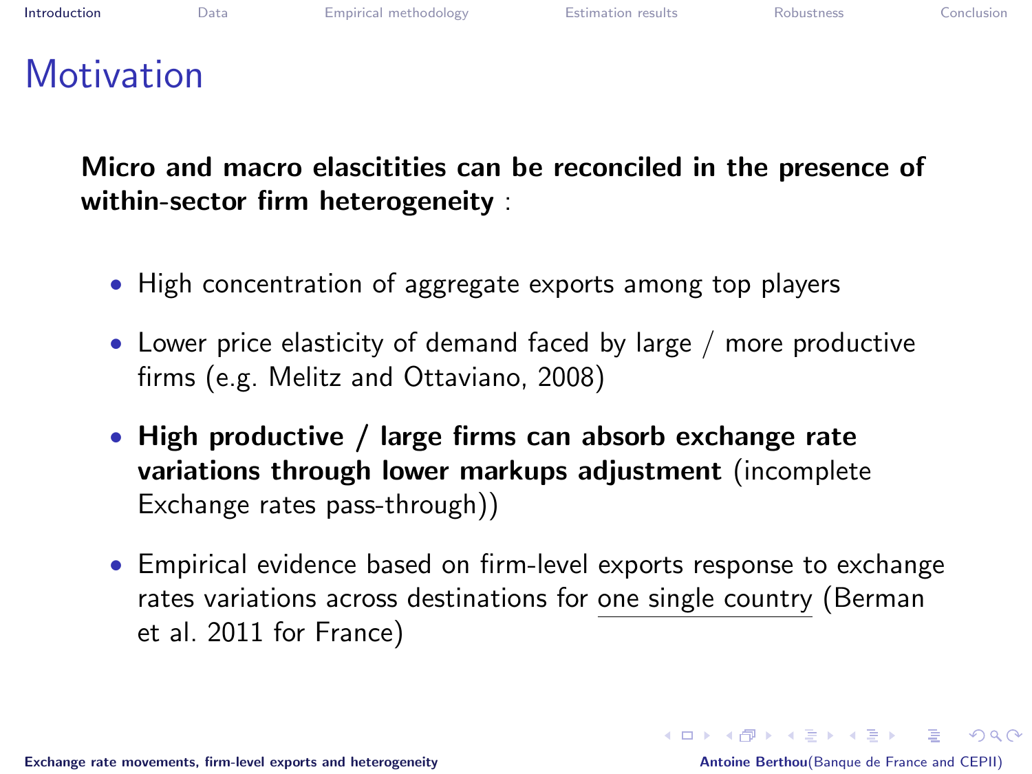# Motivation

**Micro and macro elascitities can be reconciled in the presence of within-sector firm heterogeneity** :

- High concentration of aggregate exports among top players
- Lower price elasticity of demand faced by large / more productive firms (e.g. Melitz and Ottaviano, 2008)
- **High productive / large firms can absorb exchange rate variations through lower markups adjustment** (incomplete Exchange rates pass-through))
- Empirical evidence based on firm-level exports response to exchange rates variations across destinations for one single country (Berman et al. 2011 for France)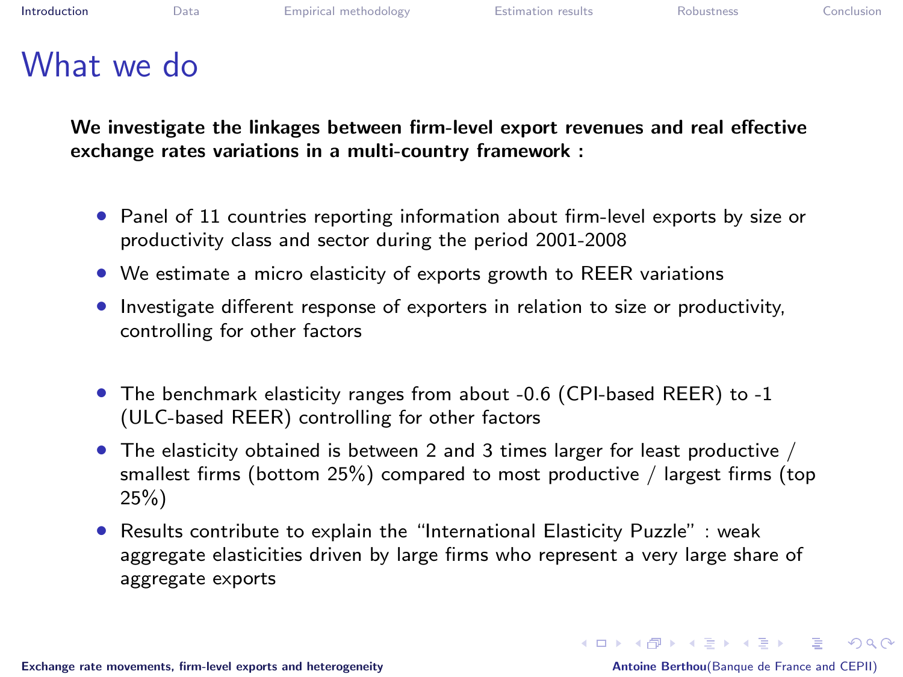# What we do

**We investigate the linkages between firm-level export revenues and real effective exchange rates variations in a multi-country framework :**

- Panel of 11 countries reporting information about firm-level exports by size or productivity class and sector during the period 2001-2008
- We estimate a micro elasticity of exports growth to REER variations
- Investigate different response of exporters in relation to size or productivity, controlling for other factors

- The benchmark elasticity ranges from about -0.6 (CPI-based REER) to -1 (ULC-based REER) controlling for other factors
- The elasticity obtained is between 2 and 3 times larger for least productive / smallest firms (bottom 25%) compared to most productive / largest firms (top 25%)
- Results contribute to explain the “International Elasticity Puzzle” : weak aggregate elasticities driven by large firms who represent a very large share of aggregate exports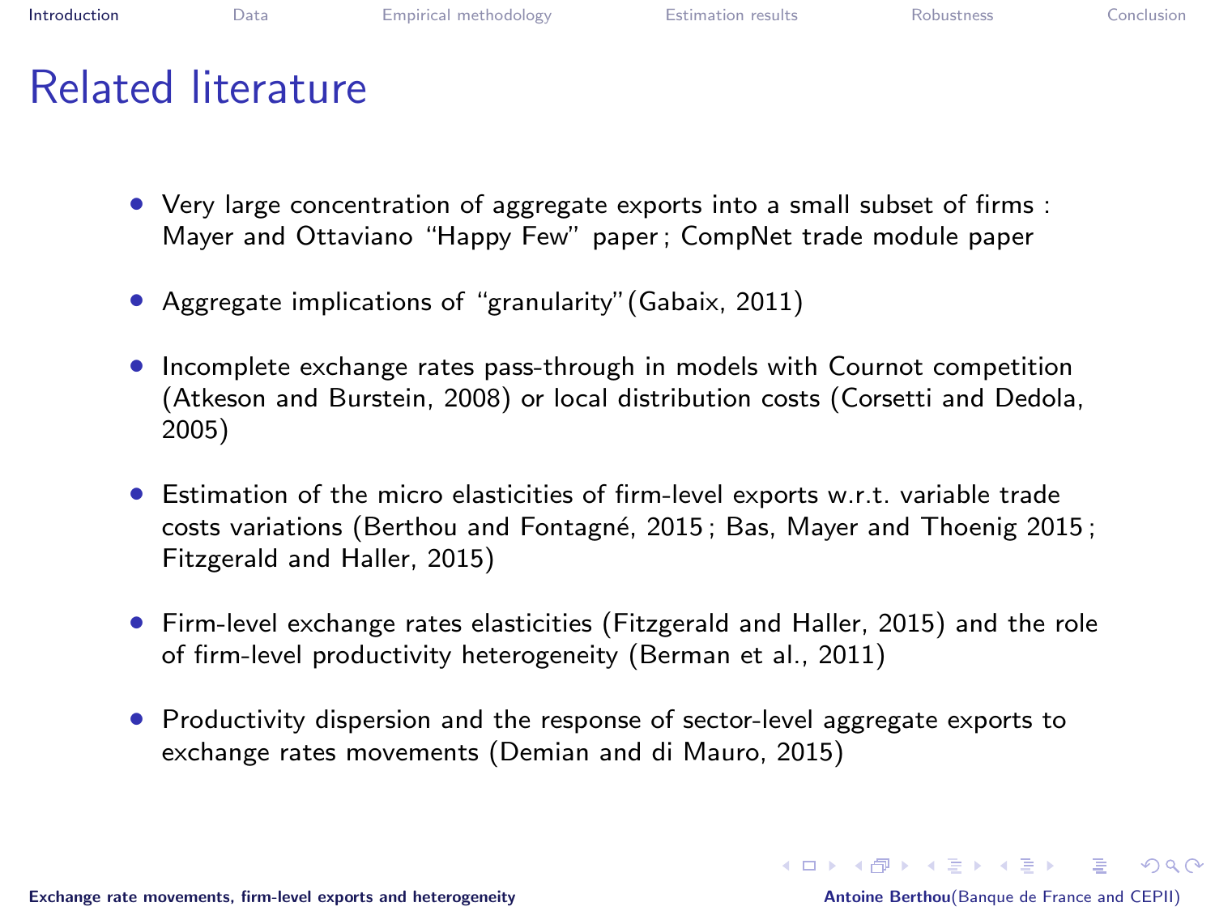# Related literature

- Very large concentration of aggregate exports into a small subset of firms : Mayer and Ottaviano "Happy Few" paper ; CompNet trade module paper
- Aggregate implications of "granularity" (Gabaix, 2011)
- Incomplete exchange rates pass-through in models with Cournot competition (Atkeson and Burstein, 2008) or local distribution costs (Corsetti and Dedola, 2005)
- Estimation of the micro elasticities of firm-level exports w.r.t. variable trade costs variations (Berthou and Fontagné, 2015 ; Bas, Mayer and Thoenig 2015 ; Fitzgerald and Haller, 2015)
- Firm-level exchange rates elasticities (Fitzgerald and Haller, 2015) and the role of firm-level productivity heterogeneity (Berman et al., 2011)
- Productivity dispersion and the response of sector-level aggregate exports to exchange rates movements (Demian and di Mauro, 2015)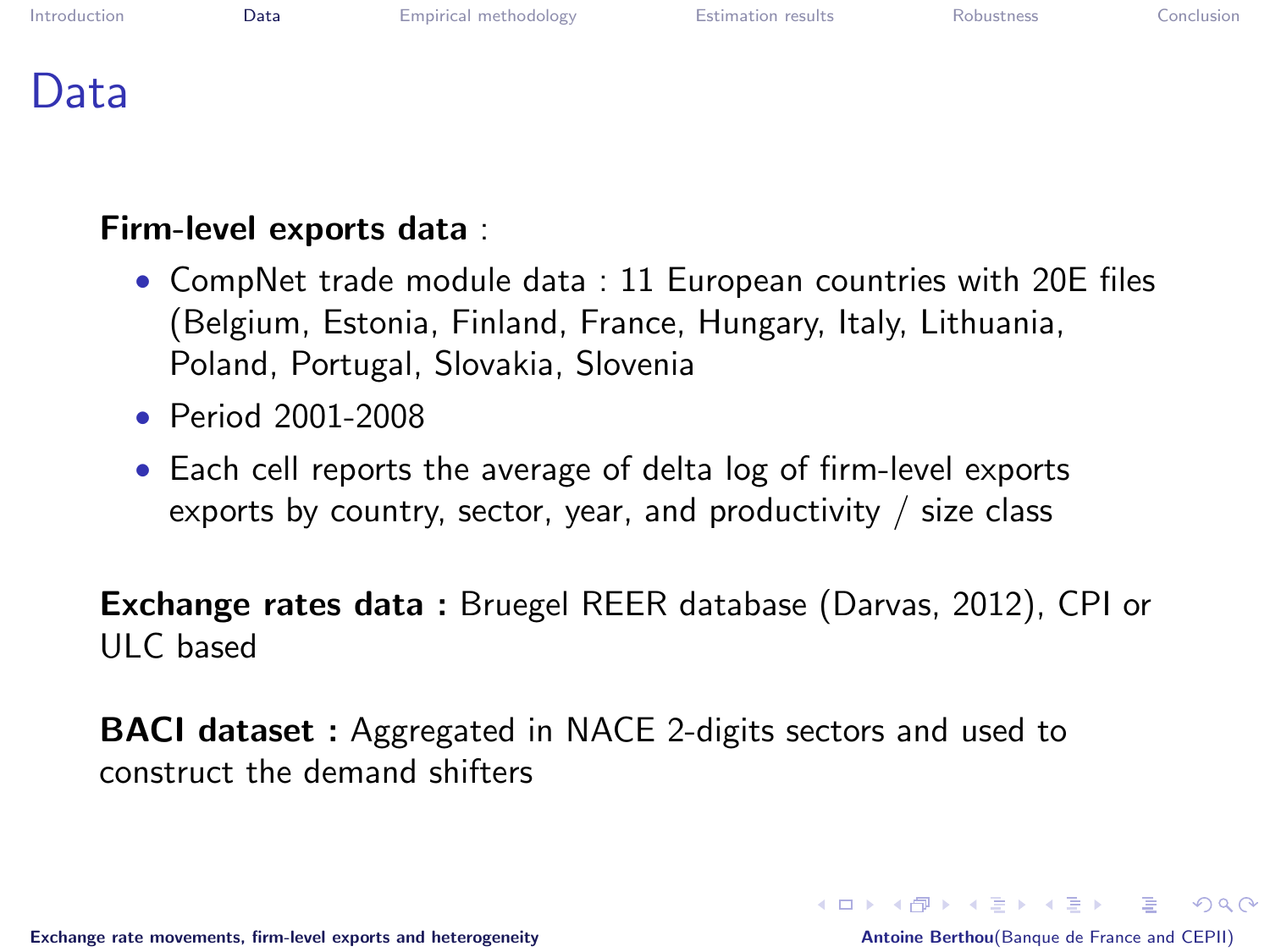# Data

**Firm-level exports data** :

- CompNet trade module data : 11 European countries with 20E files (Belgium, Estonia, Finland, France, Hungary, Italy, Lithuania, Poland, Portugal, Slovakia, Slovenia
- Period 2001-2008
- Each cell reports the average of delta log of firm-level exports exports by country, sector, year, and productivity / size class

**Exchange rates data :** Bruegel REER database (Darvas, 2012), CPI or ULC based

**BACI dataset :** Aggregated in NACE 2-digits sectors and used to construct the demand shifters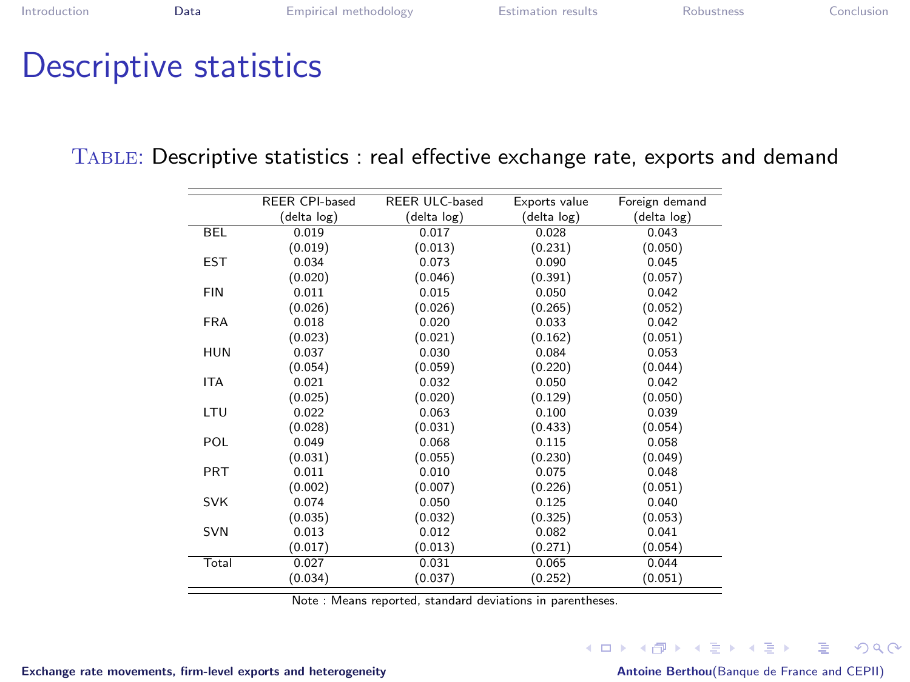# Descriptive statistics

Table: Descriptive statistics : real effective exchange rate, exports and demand

| | REER CPI-based (delta log) | REER ULC-based (delta log) | Exports value (delta log) | Foreign demand (delta log) |
|---|---|---|---|---|
| BEL | 0.019 | 0.017 | 0.028 | 0.043 |
| | (0.019) | (0.013) | (0.231) | (0.050) |
| EST | 0.034 | 0.073 | 0.090 | 0.045 |
| | (0.020) | (0.046) | (0.391) | (0.057) |
| FIN | 0.011 | 0.015 | 0.050 | 0.042 |
| | (0.026) | (0.026) | (0.265) | (0.052) |
| FRA | 0.018 | 0.020 | 0.033 | 0.042 |
| | (0.023) | (0.021) | (0.162) | (0.051) |
| HUN | 0.037 | 0.030 | 0.084 | 0.053 |
| | (0.054) | (0.059) | (0.220) | (0.044) |
| ITA | 0.021 | 0.032 | 0.050 | 0.042 |
| | (0.025) | (0.020) | (0.129) | (0.050) |
| LTU | 0.022 | 0.063 | 0.100 | 0.039 |
| | (0.028) | (0.031) | (0.433) | (0.054) |
| POL | 0.049 | 0.068 | 0.115 | 0.058 |
| | (0.031) | (0.055) | (0.230) | (0.049) |
| PRT | 0.011 | 0.010 | 0.075 | 0.048 |
| | (0.002) | (0.007) | (0.226) | (0.051) |
| SVK | 0.074 | 0.050 | 0.125 | 0.040 |
| | (0.035) | (0.032) | (0.325) | (0.053) |
| SVN | 0.013 | 0.012 | 0.082 | 0.041 |
| | (0.017) | (0.013) | (0.271) | (0.054) |
| Total | 0.027 | 0.031 | 0.065 | 0.044 |
| | (0.034) | (0.037) | (0.252) | (0.051) |

Note : Means reported, standard deviations in parentheses.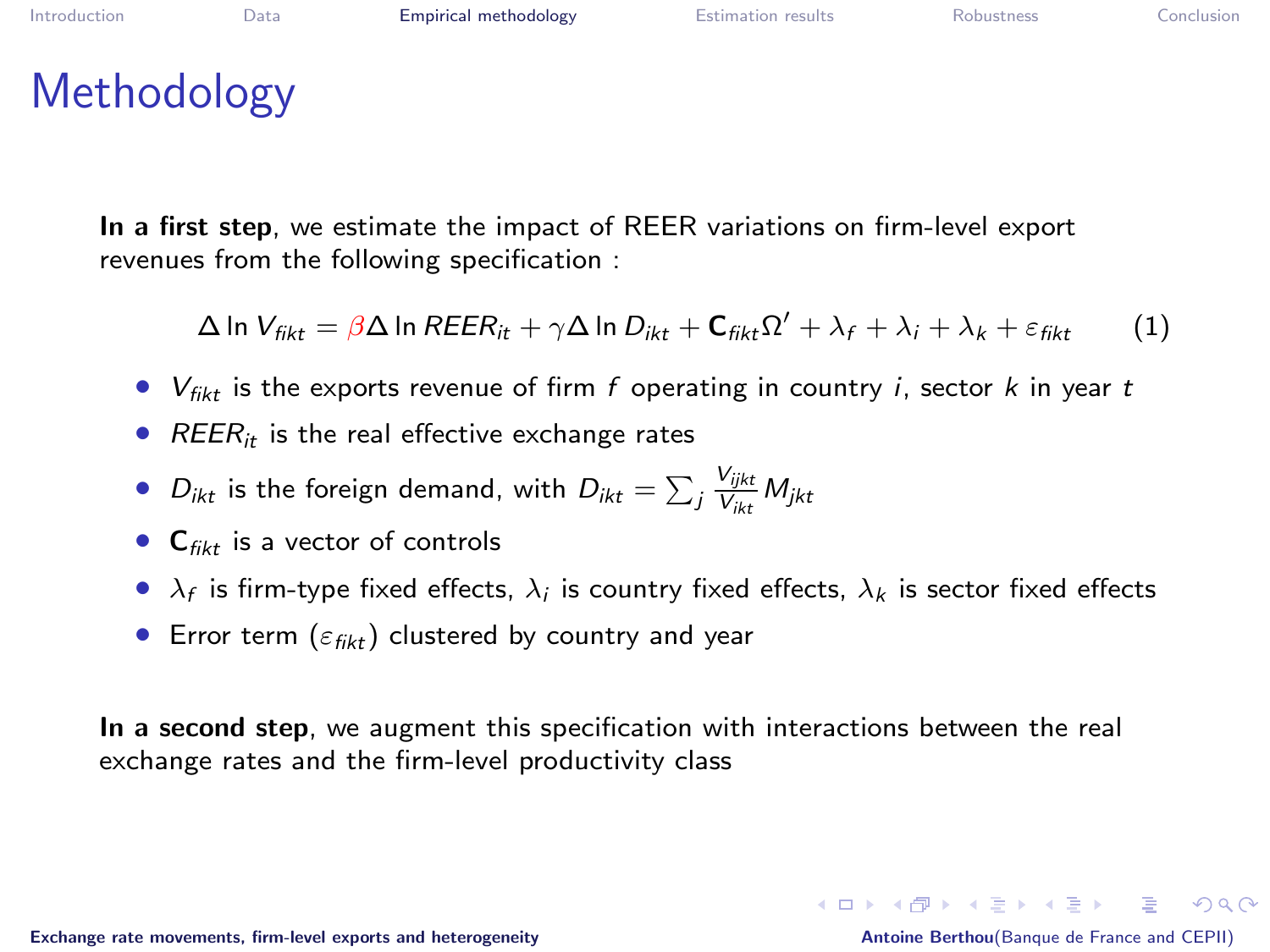# Methodology

**In a first step**, we estimate the impact of REER variations on firm-level export revenues from the following specification :

$$\Delta \ln V_{fikt} = \beta \Delta \ln REER_{it} + \gamma \Delta \ln D_{ikt} + \mathbf{C}_{fikt}\Omega' + \lambda_f + \lambda_i + \lambda_k + \varepsilon_{fikt} \qquad (1)$$

- $V_{fikt}$ is the exports revenue of firm $f$ operating in country $i$, sector $k$ in year $t$
- $REER_{it}$ is the real effective exchange rates
- $D_{ikt}$ is the foreign demand, with $D_{ikt} = \sum_j \frac{V_{ijkt}}{V_{ikt}} M_{jkt}$
- $\mathbf{C}_{fikt}$ is a vector of controls
- $\lambda_f$ is firm-type fixed effects, $\lambda_i$ is country fixed effects, $\lambda_k$ is sector fixed effects
- Error term ($\varepsilon_{fikt}$) clustered by country and year

**In a second step**, we augment this specification with interactions between the real exchange rates and the firm-level productivity class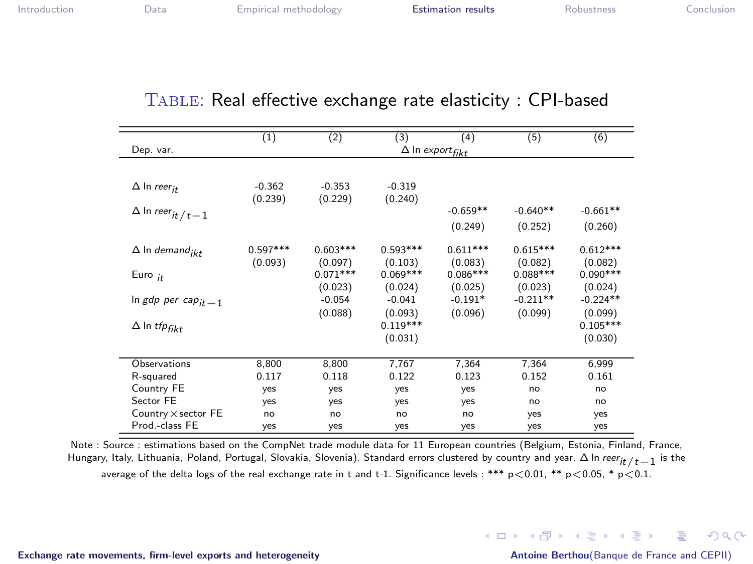## Table: Real effective exchange rate elasticity : CPI-based

| | (1) | (2) | (3) | (4) | (5) | (6) |
|---|---|---|---|---|---|---|
| Dep. var. | $\Delta$ ln $export_{fikt}$ | | | | | |
| $\Delta$ ln $reer_{it}$ | -0.362 | -0.353 | -0.319 | | | |
| | (0.239) | (0.229) | (0.240) | | | |
| $\Delta$ ln $reer_{it/t-1}$ | | | | -0.659** | -0.640** | -0.661** |
| | | | | (0.249) | (0.252) | (0.260) |
| $\Delta$ ln $demand_{ikt}$ | 0.597*** | 0.603*** | 0.593*** | 0.611*** | 0.615*** | 0.612*** |
| | (0.093) | (0.097) | (0.103) | (0.083) | (0.082) | (0.082) |
| Euro $_{it}$ | | 0.071*** | 0.069*** | 0.086*** | 0.088*** | 0.090*** |
| | | (0.023) | (0.024) | (0.025) | (0.023) | (0.024) |
| ln $gdp\ per\ cap_{it-1}$ | | -0.054 | -0.041 | -0.191* | -0.211** | -0.224** |
| | | (0.088) | (0.093) | (0.096) | (0.099) | (0.099) |
| $\Delta$ ln $tfp_{fikt}$ | | | 0.119*** | | | 0.105*** |
| | | | (0.031) | | | (0.030) |
| Observations | 8,800 | 8,800 | 7,767 | 7,364 | 7,364 | 6,999 |
| R-squared | 0.117 | 0.118 | 0.122 | 0.123 | 0.152 | 0.161 |
| Country FE | yes | yes | yes | yes | no | no |
| Sector FE | yes | yes | yes | yes | no | no |
| Country $\times$ sector FE | no | no | no | no | yes | yes |
| Prod.-class FE | yes | yes | yes | yes | yes | yes |

Note : Source : estimations based on the CompNet trade module data for 11 European countries (Belgium, Estonia, Finland, France, Hungary, Italy, Lithuania, Poland, Portugal, Slovakia, Slovenia). Standard errors clustered by country and year. $\Delta$ ln $reer_{it/t-1}$ is the average of the delta logs of the real exchange rate in t and t-1. Significance levels : *** $p<0.01$, ** $p<0.05$, * $p<0.1$.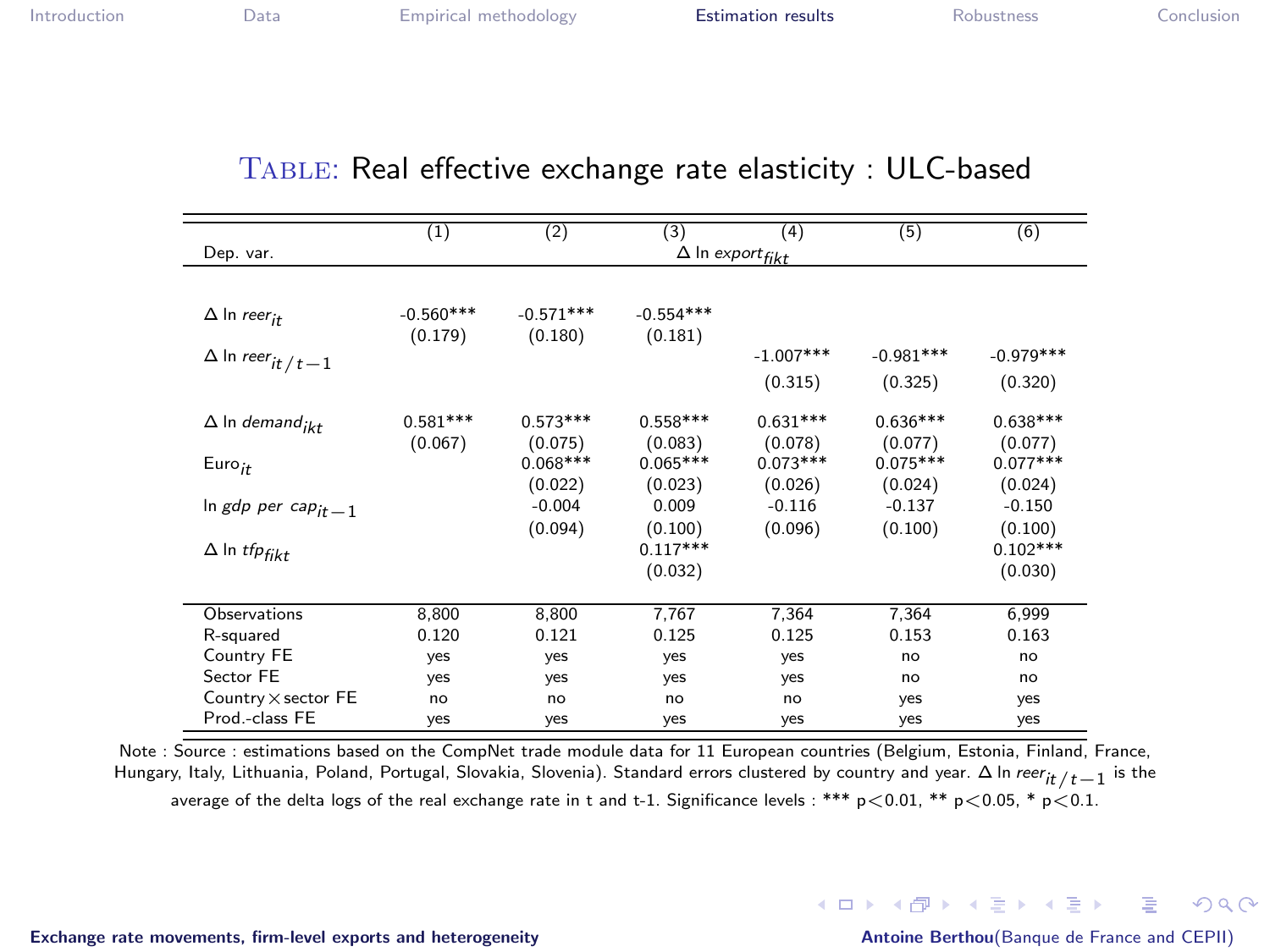## Table: Real effective exchange rate elasticity : ULC-based

| | (1) | (2) | (3) | (4) | (5) | (6) |
|---|---|---|---|---|---|---|
| Dep. var. | $\Delta \ln export_{fikt}$ | | | | | |
| $\Delta \ln reer_{it}$ | -0.560*** | -0.571*** | -0.554*** | | | |
| | (0.179) | (0.180) | (0.181) | | | |
| $\Delta \ln reer_{it/t-1}$ | | | | -1.007*** | -0.981*** | -0.979*** |
| | | | | (0.315) | (0.325) | (0.320) |
| $\Delta \ln demand_{ikt}$ | 0.581*** | 0.573*** | 0.558*** | 0.631*** | 0.636*** | 0.638*** |
| | (0.067) | (0.075) | (0.083) | (0.078) | (0.077) | (0.077) |
| $Euro_{it}$ | | 0.068*** | 0.065*** | 0.073*** | 0.075*** | 0.077*** |
| | | (0.022) | (0.023) | (0.026) | (0.024) | (0.024) |
| $\ln gdp\ per\ cap_{it-1}$ | | -0.004 | 0.009 | -0.116 | -0.137 | -0.150 |
| | | (0.094) | (0.100) | (0.096) | (0.100) | (0.100) |
| $\Delta \ln tfp_{fikt}$ | | | 0.117*** | | | 0.102*** |
| | | | (0.032) | | | (0.030) |
| Observations | 8,800 | 8,800 | 7,767 | 7,364 | 7,364 | 6,999 |
| R-squared | 0.120 | 0.121 | 0.125 | 0.125 | 0.153 | 0.163 |
| Country FE | yes | yes | yes | yes | no | no |
| Sector FE | yes | yes | yes | yes | no | no |
| Country × sector FE | no | no | no | no | yes | yes |
| Prod.-class FE | yes | yes | yes | yes | yes | yes |

Note : Source : estimations based on the CompNet trade module data for 11 European countries (Belgium, Estonia, Finland, France, Hungary, Italy, Lithuania, Poland, Portugal, Slovakia, Slovenia). Standard errors clustered by country and year. $\Delta \ln reer_{it/t-1}$ is the average of the delta logs of the real exchange rate in t and t-1. Significance levels : *** $p<0.01$, ** $p<0.05$, * $p<0.1$.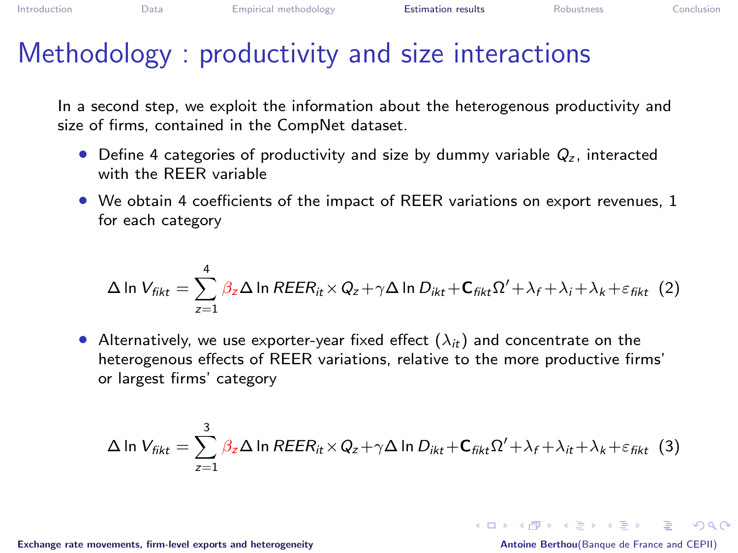# Methodology : productivity and size interactions

In a second step, we exploit the information about the heterogenous productivity and size of firms, contained in the CompNet dataset.

- Define 4 categories of productivity and size by dummy variable $Q_z$, interacted with the REER variable
- We obtain 4 coefficients of the impact of REER variations on export revenues, 1 for each category

$$\Delta \ln V_{fikt} = \sum_{z=1}^{4} \beta_z \Delta \ln REER_{it} \times Q_z + \gamma \Delta \ln D_{ikt} + \mathbf{C}_{fikt}\Omega' + \lambda_f + \lambda_i + \lambda_k + \varepsilon_{fikt} \quad (2)$$

- Alternatively, we use exporter-year fixed effect ($\lambda_{it}$) and concentrate on the heterogenous effects of REER variations, relative to the more productive firms' or largest firms' category

$$\Delta \ln V_{fikt} = \sum_{z=1}^{3} \beta_z \Delta \ln REER_{it} \times Q_z + \gamma \Delta \ln D_{ikt} + \mathbf{C}_{fikt}\Omega' + \lambda_f + \lambda_{it} + \lambda_k + \varepsilon_{fikt} \quad (3)$$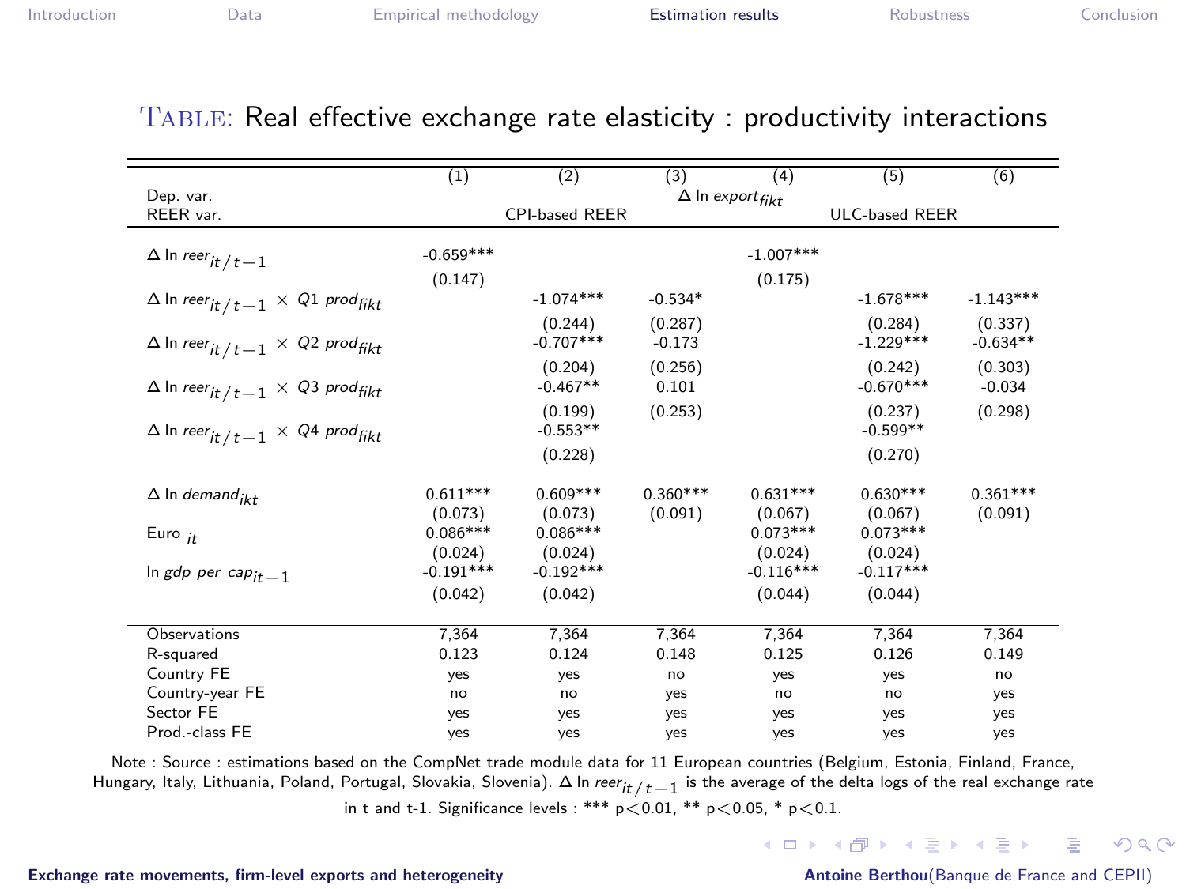## Table: Real effective exchange rate elasticity : productivity interactions

| | (1) | (2) | (3) | (4) | (5) | (6) |
|---|---|---|---|---|---|---|
| Dep. var. | $\Delta$ ln $export_{fikt}$ | | | | | |
| REER var. | CPI-based REER | | | ULC-based REER | | |
| $\Delta$ ln $reer_{it/t-1}$ | -0.659*** | | | -1.007*** | | |
| | (0.147) | | | (0.175) | | |
| $\Delta$ ln $reer_{it/t-1}$ $\times$ Q1 $prod_{fikt}$ | | -1.074*** | -0.534* | | -1.678*** | -1.143*** |
| | | (0.244) | (0.287) | | (0.284) | (0.337) |
| $\Delta$ ln $reer_{it/t-1}$ $\times$ Q2 $prod_{fikt}$ | | -0.707*** | -0.173 | | -1.229*** | -0.634** |
| | | (0.204) | (0.256) | | (0.242) | (0.303) |
| $\Delta$ ln $reer_{it/t-1}$ $\times$ Q3 $prod_{fikt}$ | | -0.467** | 0.101 | | -0.670*** | -0.034 |
| | | (0.199) | (0.253) | | (0.237) | (0.298) |
| $\Delta$ ln $reer_{it/t-1}$ $\times$ Q4 $prod_{fikt}$ | | -0.553** | | | -0.599** | |
| | | (0.228) | | | (0.270) | |
| $\Delta$ ln $demand_{ikt}$ | 0.611*** | 0.609*** | 0.360*** | 0.631*** | 0.630*** | 0.361*** |
| | (0.073) | (0.073) | (0.091) | (0.067) | (0.067) | (0.091) |
| Euro $_{it}$ | 0.086*** | 0.086*** | | 0.073*** | 0.073*** | |
| | (0.024) | (0.024) | | (0.024) | (0.024) | |
| ln $gdp\ per\ cap_{it-1}$ | -0.191*** | -0.192*** | | -0.116*** | -0.117*** | |
| | (0.042) | (0.042) | | (0.044) | (0.044) | |
| Observations | 7,364 | 7,364 | 7,364 | 7,364 | 7,364 | 7,364 |
| R-squared | 0.123 | 0.124 | 0.148 | 0.125 | 0.126 | 0.149 |
| Country FE | yes | yes | no | yes | yes | no |
| Country-year FE | no | no | yes | no | no | yes |
| Sector FE | yes | yes | yes | yes | yes | yes |
| Prod.-class FE | yes | yes | yes | yes | yes | yes |

Note : Source : estimations based on the CompNet trade module data for 11 European countries (Belgium, Estonia, Finland, France, Hungary, Italy, Lithuania, Poland, Portugal, Slovakia, Slovenia). $\Delta$ ln $reer_{it/t-1}$ is the average of the delta logs of the real exchange rate in t and t-1. Significance levels : *** $p<0.01$, ** $p<0.05$, * $p<0.1$.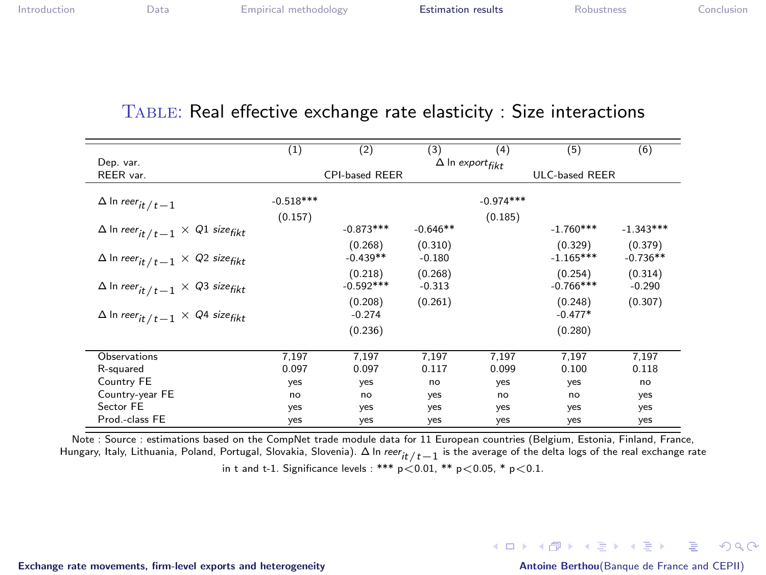# Table: Real effective exchange rate elasticity : Size interactions

| | (1) | (2) | (3) | (4) | (5) | (6) |
|---|---|---|---|---|---|---|
| Dep. var. | $\Delta$ ln $export_{fikt}$ | | | | | |
| REER var. | CPI-based REER | | | ULC-based REER | | |
| $\Delta$ ln $reer_{it/t-1}$ | -0.518*** | | | -0.974*** | | |
| | (0.157) | | | (0.185) | | |
| $\Delta$ ln $reer_{it/t-1}$ $\times$ $Q1$ $size_{fikt}$ | | -0.873*** | -0.646** | | -1.760*** | -1.343*** |
| | | (0.268) | (0.310) | | (0.329) | (0.379) |
| $\Delta$ ln $reer_{it/t-1}$ $\times$ $Q2$ $size_{fikt}$ | | -0.439** | -0.180 | | -1.165*** | -0.736** |
| | | (0.218) | (0.268) | | (0.254) | (0.314) |
| $\Delta$ ln $reer_{it/t-1}$ $\times$ $Q3$ $size_{fikt}$ | | -0.592*** | -0.313 | | -0.766*** | -0.290 |
| | | (0.208) | (0.261) | | (0.248) | (0.307) |
| $\Delta$ ln $reer_{it/t-1}$ $\times$ $Q4$ $size_{fikt}$ | | -0.274 | | | -0.477* | |
| | | (0.236) | | | (0.280) | |
| Observations | 7,197 | 7,197 | 7,197 | 7,197 | 7,197 | 7,197 |
| R-squared | 0.097 | 0.097 | 0.117 | 0.099 | 0.100 | 0.118 |
| Country FE | yes | yes | no | yes | yes | no |
| Country-year FE | no | no | yes | no | no | yes |
| Sector FE | yes | yes | yes | yes | yes | yes |
| Prod.-class FE | yes | yes | yes | yes | yes | yes |

Note : Source : estimations based on the CompNet trade module data for 11 European countries (Belgium, Estonia, Finland, France, Hungary, Italy, Lithuania, Poland, Portugal, Slovakia, Slovenia). $\Delta$ ln $reer_{it/t-1}$ is the average of the delta logs of the real exchange rate in t and t-1. Significance levels : *** $p<0.01$, ** $p<0.05$, * $p<0.1$.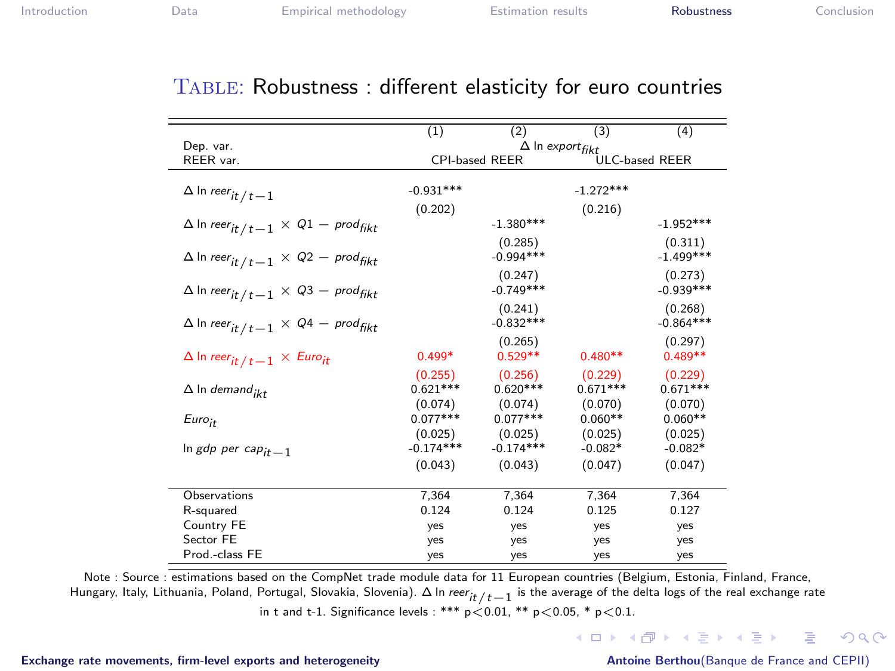## Table: Robustness : different elasticity for euro countries

| | (1) | (2) | (3) | (4) |
|---|---|---|---|---|
| Dep. var. | $\Delta$ ln $export_{fikt}$ | | | |
| REER var. | CPI-based REER | | ULC-based REER | |
| $\Delta$ ln $reer_{it/t-1}$ | -0.931*** | | -1.272*** | |
| | (0.202) | | (0.216) | |
| $\Delta$ ln $reer_{it/t-1}$ $\times$ $Q1 - prod_{fikt}$ | | -1.380*** | | -1.952*** |
| | | (0.285) | | (0.311) |
| $\Delta$ ln $reer_{it/t-1}$ $\times$ $Q2 - prod_{fikt}$ | | -0.994*** | | -1.499*** |
| | | (0.247) | | (0.273) |
| $\Delta$ ln $reer_{it/t-1}$ $\times$ $Q3 - prod_{fikt}$ | | -0.749*** | | -0.939*** |
| | | (0.241) | | (0.268) |
| $\Delta$ ln $reer_{it/t-1}$ $\times$ $Q4 - prod_{fikt}$ | | -0.832*** | | -0.864*** |
| | | (0.265) | | (0.297) |
| $\Delta$ ln $reer_{it/t-1}$ $\times$ $Euro_{it}$ | 0.499* | 0.529** | 0.480** | 0.489** |
| | (0.255) | (0.256) | (0.229) | (0.229) |
| $\Delta$ ln $demand_{ikt}$ | 0.621*** | 0.620*** | 0.671*** | 0.671*** |
| | (0.074) | (0.074) | (0.070) | (0.070) |
| $Euro_{it}$ | 0.077*** | 0.077*** | 0.060** | 0.060** |
| | (0.025) | (0.025) | (0.025) | (0.025) |
| ln $gdp\ per\ cap_{it-1}$ | -0.174*** | -0.174*** | -0.082* | -0.082* |
| | (0.043) | (0.043) | (0.047) | (0.047) |
| Observations | 7,364 | 7,364 | 7,364 | 7,364 |
| R-squared | 0.124 | 0.124 | 0.125 | 0.127 |
| Country FE | yes | yes | yes | yes |
| Sector FE | yes | yes | yes | yes |
| Prod.-class FE | yes | yes | yes | yes |

Note : Source : estimations based on the CompNet trade module data for 11 European countries (Belgium, Estonia, Finland, France, Hungary, Italy, Lithuania, Poland, Portugal, Slovakia, Slovenia). $\Delta$ ln $reer_{it/t-1}$ is the average of the delta logs of the real exchange rate in t and t-1. Significance levels : *** p<0.01, ** p<0.05, * p<0.1.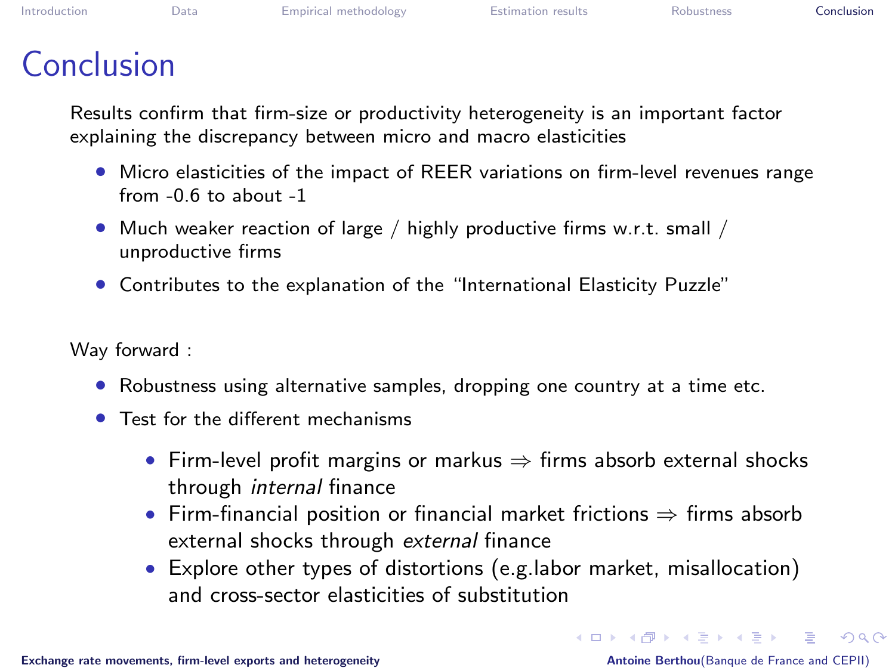# Conclusion

Results confirm that firm-size or productivity heterogeneity is an important factor explaining the discrepancy between micro and macro elasticities

- Micro elasticities of the impact of REER variations on firm-level revenues range from -0.6 to about -1
- Much weaker reaction of large / highly productive firms w.r.t. small / unproductive firms
- Contributes to the explanation of the "International Elasticity Puzzle"

Way forward :

- Robustness using alternative samples, dropping one country at a time etc.
- Test for the different mechanisms
  - Firm-level profit margins or markus $\Rightarrow$ firms absorb external shocks through *internal* finance
  - Firm-financial position or financial market frictions $\Rightarrow$ firms absorb external shocks through *external* finance
  - Explore other types of distortions (e.g.labor market, misallocation) and cross-sector elasticities of substitution